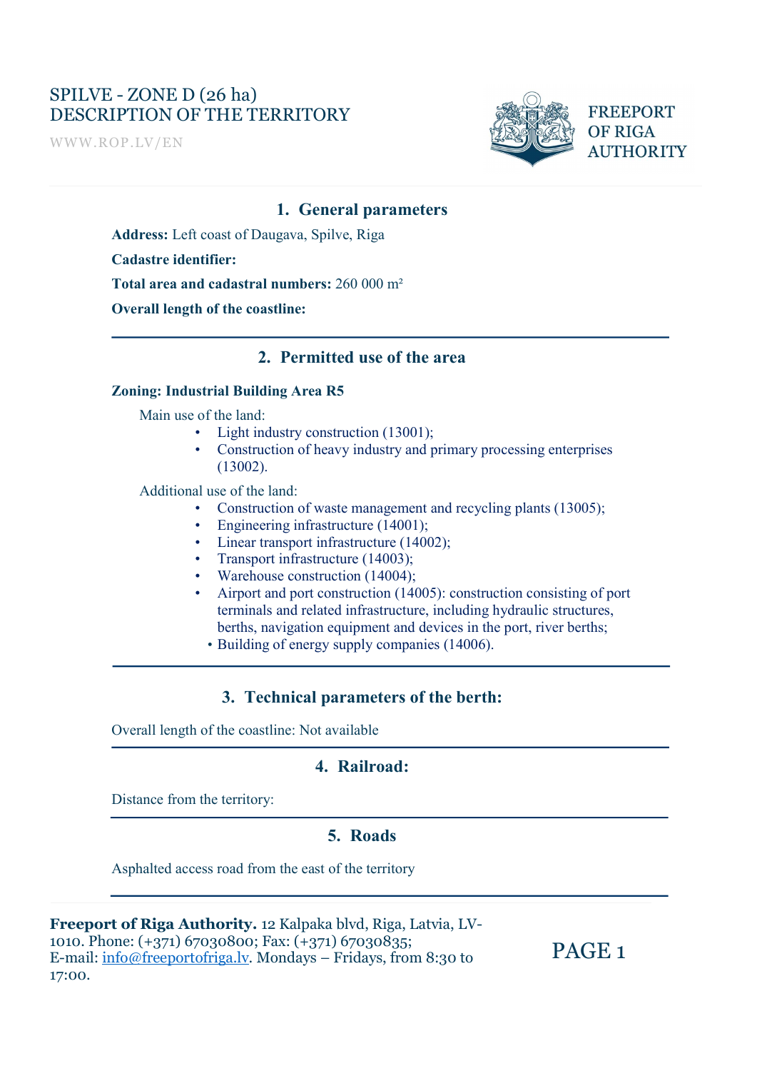# SPILVE - ZONE D (26 ha)
# DESCRIPTION OF THE TERRITORY

WWW.ROP.LV/EN

FREEPORT OF RIGA AUTHORITY

## 1. General parameters

**Address:** Left coast of Daugava, Spilve, Riga

**Cadastre identifier:**

**Total area and cadastral numbers:** 260 000 m²

**Overall length of the coastline:**

---

## 2. Permitted use of the area

**Zoning: Industrial Building Area R5**

Main use of the land:

- Light industry construction (13001);
- Construction of heavy industry and primary processing enterprises (13002).

Additional use of the land:

- Construction of waste management and recycling plants (13005);
- Engineering infrastructure (14001);
- Linear transport infrastructure (14002);
- Transport infrastructure (14003);
- Warehouse construction (14004);
- Airport and port construction (14005): construction consisting of port terminals and related infrastructure, including hydraulic structures, berths, navigation equipment and devices in the port, river berths;
- Building of energy supply companies (14006).

---

## 3. Technical parameters of the berth:

Overall length of the coastline: Not available

---

## 4. Railroad:

Distance from the territory:

---

## 5. Roads

Asphalted access road from the east of the territory

---

**Freeport of Riga Authority.** 12 Kalpaka blvd, Riga, Latvia, LV-1010. Phone: (+371) 67030800; Fax: (+371) 67030835; E-mail: info@freeportofriga.lv. Mondays – Fridays, from 8:30 to 17:00.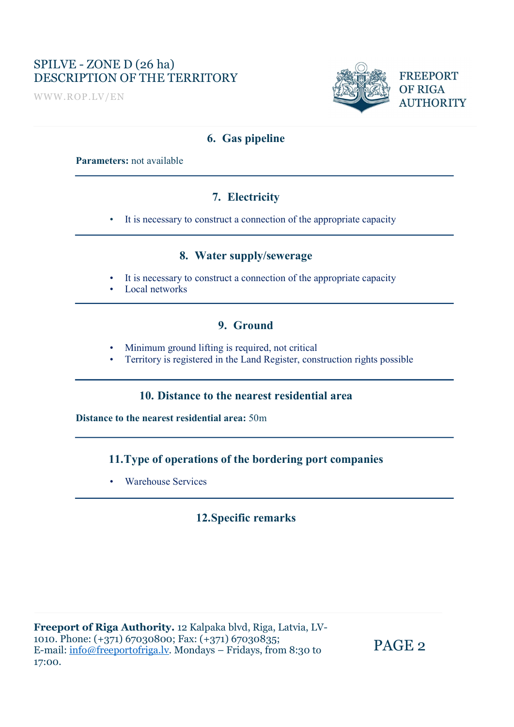## 6. Gas pipeline

**Parameters:** not available

## 7. Electricity

- It is necessary to construct a connection of the appropriate capacity

## 8. Water supply/sewerage

- It is necessary to construct a connection of the appropriate capacity
- Local networks

## 9. Ground

- Minimum ground lifting is required, not critical
- Territory is registered in the Land Register, construction rights possible

## 10. Distance to the nearest residential area

**Distance to the nearest residential area:** 50m

## 11. Type of operations of the bordering port companies

- Warehouse Services

## 12. Specific remarks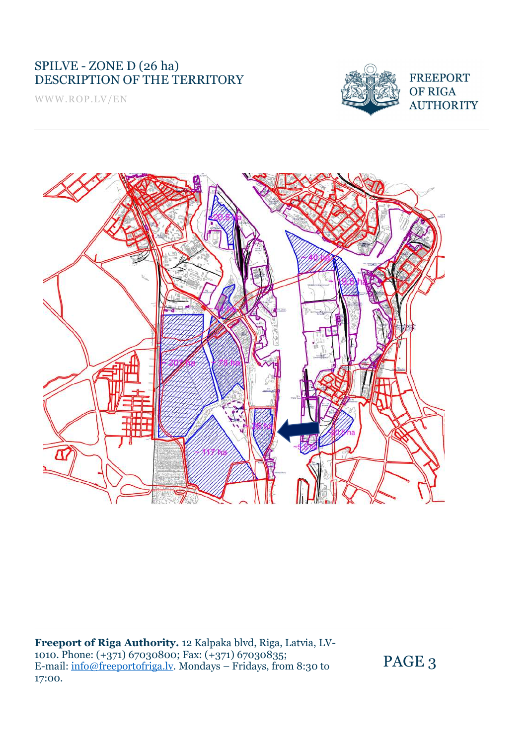~ 20.5 ha

~ 40 ha

~ 9.5 ha

~ 202 ha

~ 78 ha

~ 26 ha

~ 117 ha

~ 20.5 ha